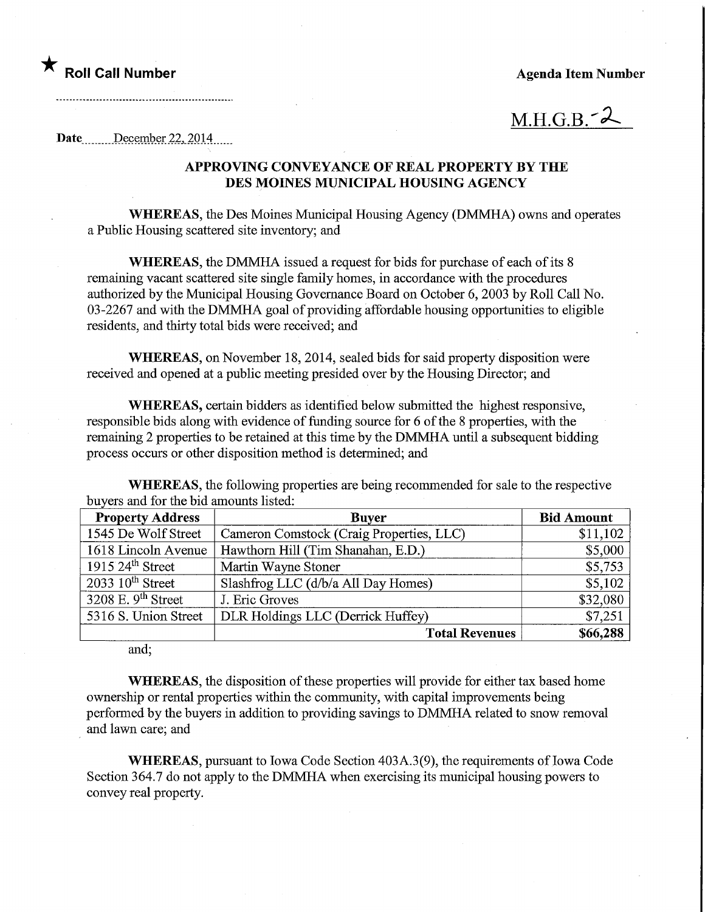★ **Roll Call Number**

**Agenda Item Number**

M.H.G.B.-2

**Date** December 22, 2014

## APPROVING CONVEYANCE OF REAL PROPERTY BY THE DES MOINES MUNICIPAL HOUSING AGENCY

**WHEREAS**, the Des Moines Municipal Housing Agency (DMMHA) owns and operates a Public Housing scattered site inventory; and

**WHEREAS**, the DMMHA issued a request for bids for purchase of each of its 8 remaining vacant scattered site single family homes, in accordance with the procedures authorized by the Municipal Housing Governance Board on October 6, 2003 by Roll Call No. 03-2267 and with the DMMHA goal of providing affordable housing opportunities to eligible residents, and thirty total bids were received; and

**WHEREAS**, on November 18, 2014, sealed bids for said property disposition were received and opened at a public meeting presided over by the Housing Director; and

**WHEREAS**, certain bidders as identified below submitted the highest responsive, responsible bids along with evidence of funding source for 6 of the 8 properties, with the remaining 2 properties to be retained at this time by the DMMHA until a subsequent bidding process occurs or other disposition method is determined; and

**WHEREAS**, the following properties are being recommended for sale to the respective buyers and for the bid amounts listed:

| Property Address | Buyer | Bid Amount |
|---|---|---|
| 1545 De Wolf Street | Cameron Comstock (Craig Properties, LLC) | $11,102 |
| 1618 Lincoln Avenue | Hawthorn Hill (Tim Shanahan, E.D.) | $5,000 |
| 1915 24th Street | Martin Wayne Stoner | $5,753 |
| 2033 10th Street | Slashfrog LLC (d/b/a All Day Homes) | $5,102 |
| 3208 E. 9th Street | J. Eric Groves | $32,080 |
| 5316 S. Union Street | DLR Holdings LLC (Derrick Huffey) | $7,251 |
| | **Total Revenues** | **$66,288** |

and;

**WHEREAS**, the disposition of these properties will provide for either tax based home ownership or rental properties within the community, with capital improvements being performed by the buyers in addition to providing savings to DMMHA related to snow removal and lawn care; and

**WHEREAS**, pursuant to Iowa Code Section 403A.3(9), the requirements of Iowa Code Section 364.7 do not apply to the DMMHA when exercising its municipal housing powers to convey real property.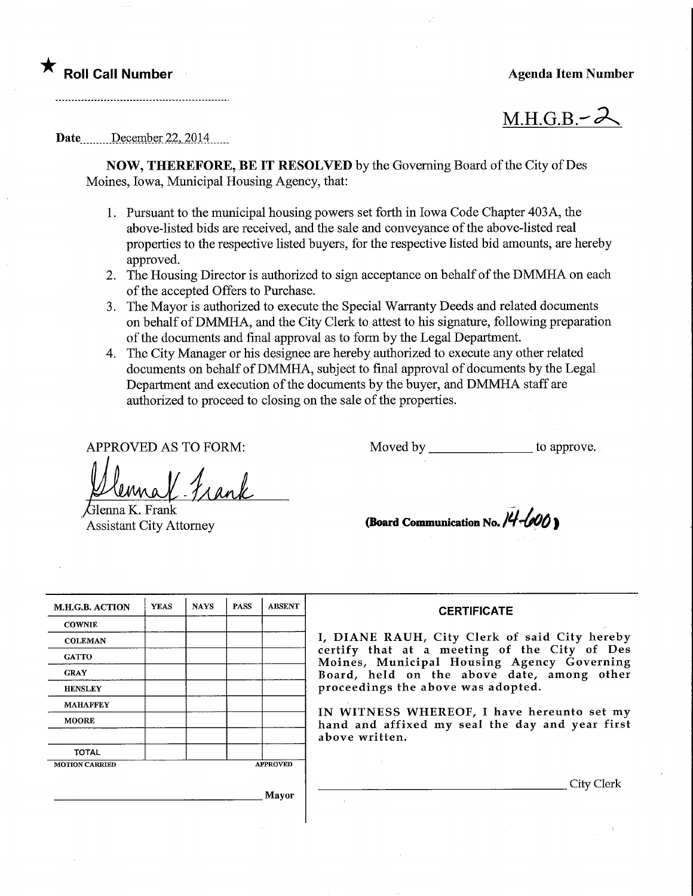★ **Roll Call Number**

..............................................................

**Agenda Item Number**

M.H.G.B.-2

Date........December 22, 2014......

**NOW, THEREFORE, BE IT RESOLVED** by the Governing Board of the City of Des Moines, Iowa, Municipal Housing Agency, that:

1. Pursuant to the municipal housing powers set forth in Iowa Code Chapter 403A, the above-listed bids are received, and the sale and conveyance of the above-listed real properties to the respective listed buyers, for the respective listed bid amounts, are hereby approved.
2. The Housing Director is authorized to sign acceptance on behalf of the DMMHA on each of the accepted Offers to Purchase.
3. The Mayor is authorized to execute the Special Warranty Deeds and related documents on behalf of DMMHA, and the City Clerk to attest to his signature, following preparation of the documents and final approval as to form by the Legal Department.
4. The City Manager or his designee are hereby authorized to execute any other related documents on behalf of DMMHA, subject to final approval of documents by the Legal Department and execution of the documents by the buyer, and DMMHA staff are authorized to proceed to closing on the sale of the properties.

APPROVED AS TO FORM:

Glenna K. Frank
Assistant City Attorney

Moved by _______________ to approve.

**(Board Communication No. 14-600)**

| M.H.G.B. ACTION | YEAS | NAYS | PASS | ABSENT |
|---|---|---|---|---|
| COWNIE | | | | |
| COLEMAN | | | | |
| GATTO | | | | |
| GRAY | | | | |
| HENSLEY | | | | |
| MAHAFFEY | | | | |
| MOORE | | | | |
| | | | | |
| TOTAL | | | | |

MOTION CARRIED APPROVED

_______________________________ Mayor

**CERTIFICATE**

I, DIANE RAUH, City Clerk of said City hereby certify that at a meeting of the City of Des Moines, Municipal Housing Agency Governing Board, held on the above date, among other proceedings the above was adopted.

IN WITNESS WHEREOF, I have hereunto set my hand and affixed my seal the day and year first above written.

_______________________________ City Clerk